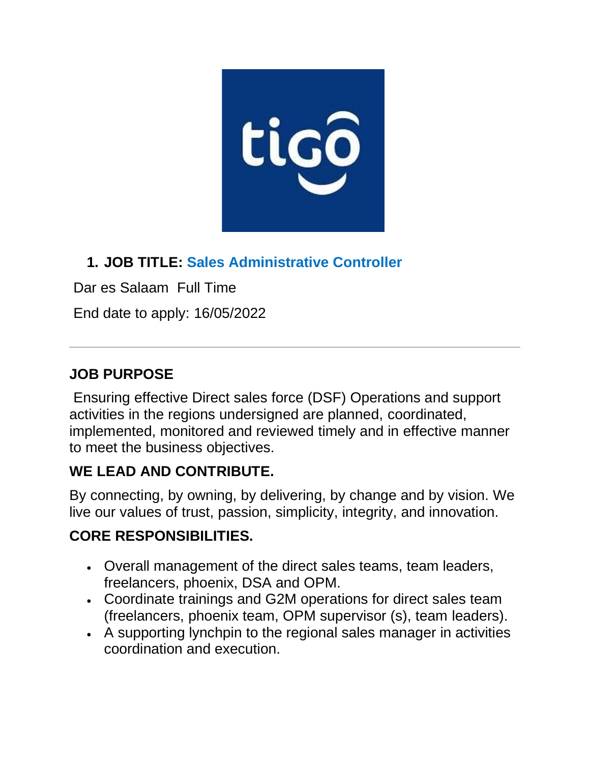1. **JOB TITLE: Sales Administrative Controller**

Dar es Salaam  Full Time

End date to apply: 16/05/2022

---

## JOB PURPOSE

Ensuring effective Direct sales force (DSF) Operations and support activities in the regions undersigned are planned, coordinated, implemented, monitored and reviewed timely and in effective manner to meet the business objectives.

## WE LEAD AND CONTRIBUTE.

By connecting, by owning, by delivering, by change and by vision. We live our values of trust, passion, simplicity, integrity, and innovation.

## CORE RESPONSIBILITIES.

- Overall management of the direct sales teams, team leaders, freelancers, phoenix, DSA and OPM.
- Coordinate trainings and G2M operations for direct sales team (freelancers, phoenix team, OPM supervisor (s), team leaders).
- A supporting lynchpin to the regional sales manager in activities coordination and execution.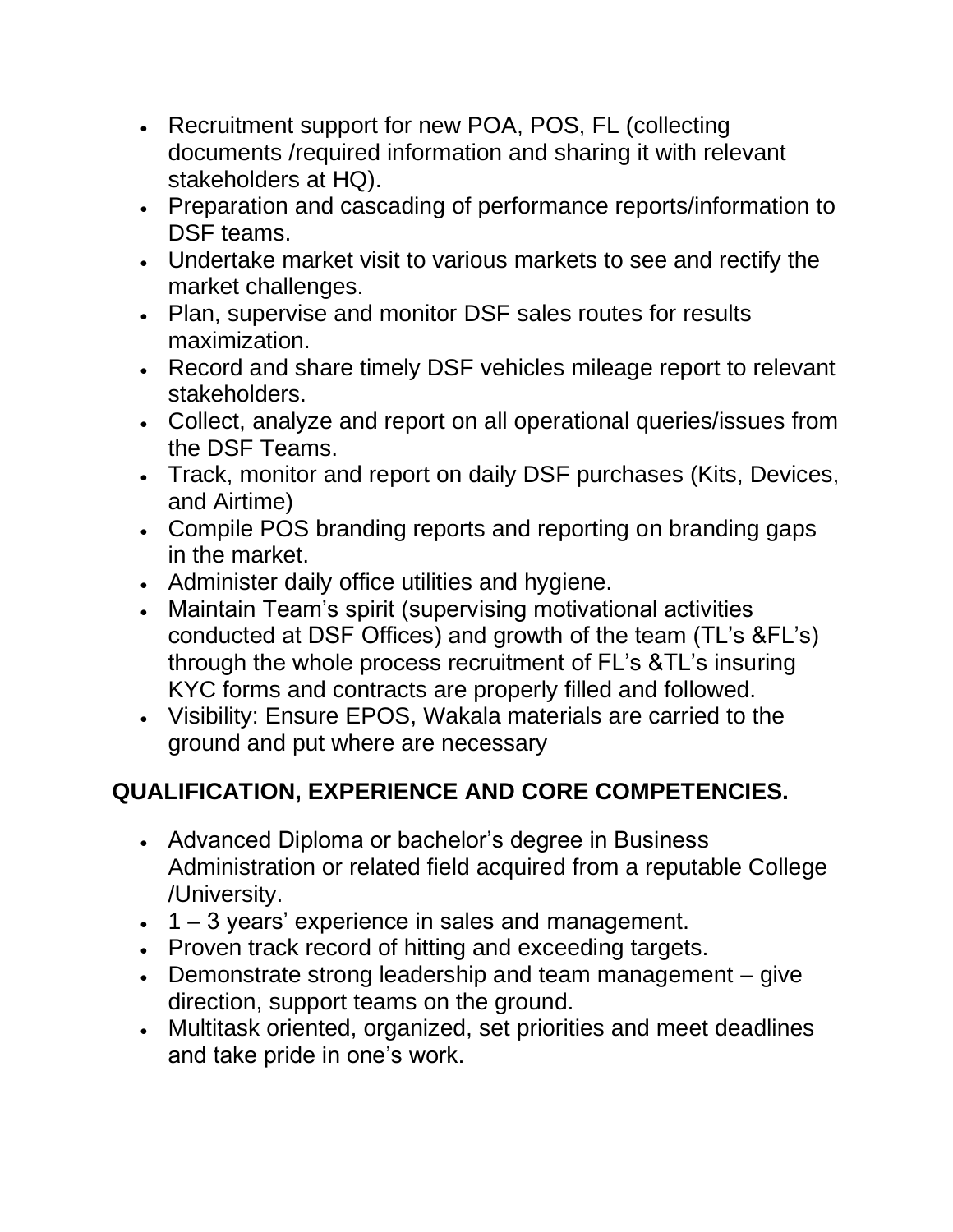- Recruitment support for new POA, POS, FL (collecting documents /required information and sharing it with relevant stakeholders at HQ).
- Preparation and cascading of performance reports/information to DSF teams.
- Undertake market visit to various markets to see and rectify the market challenges.
- Plan, supervise and monitor DSF sales routes for results maximization.
- Record and share timely DSF vehicles mileage report to relevant stakeholders.
- Collect, analyze and report on all operational queries/issues from the DSF Teams.
- Track, monitor and report on daily DSF purchases (Kits, Devices, and Airtime)
- Compile POS branding reports and reporting on branding gaps in the market.
- Administer daily office utilities and hygiene.
- Maintain Team's spirit (supervising motivational activities conducted at DSF Offices) and growth of the team (TL's &FL's) through the whole process recruitment of FL's &TL's insuring KYC forms and contracts are properly filled and followed.
- Visibility: Ensure EPOS, Wakala materials are carried to the ground and put where are necessary

## QUALIFICATION, EXPERIENCE AND CORE COMPETENCIES.

- Advanced Diploma or bachelor's degree in Business Administration or related field acquired from a reputable College /University.
- 1 – 3 years' experience in sales and management.
- Proven track record of hitting and exceeding targets.
- Demonstrate strong leadership and team management – give direction, support teams on the ground.
- Multitask oriented, organized, set priorities and meet deadlines and take pride in one's work.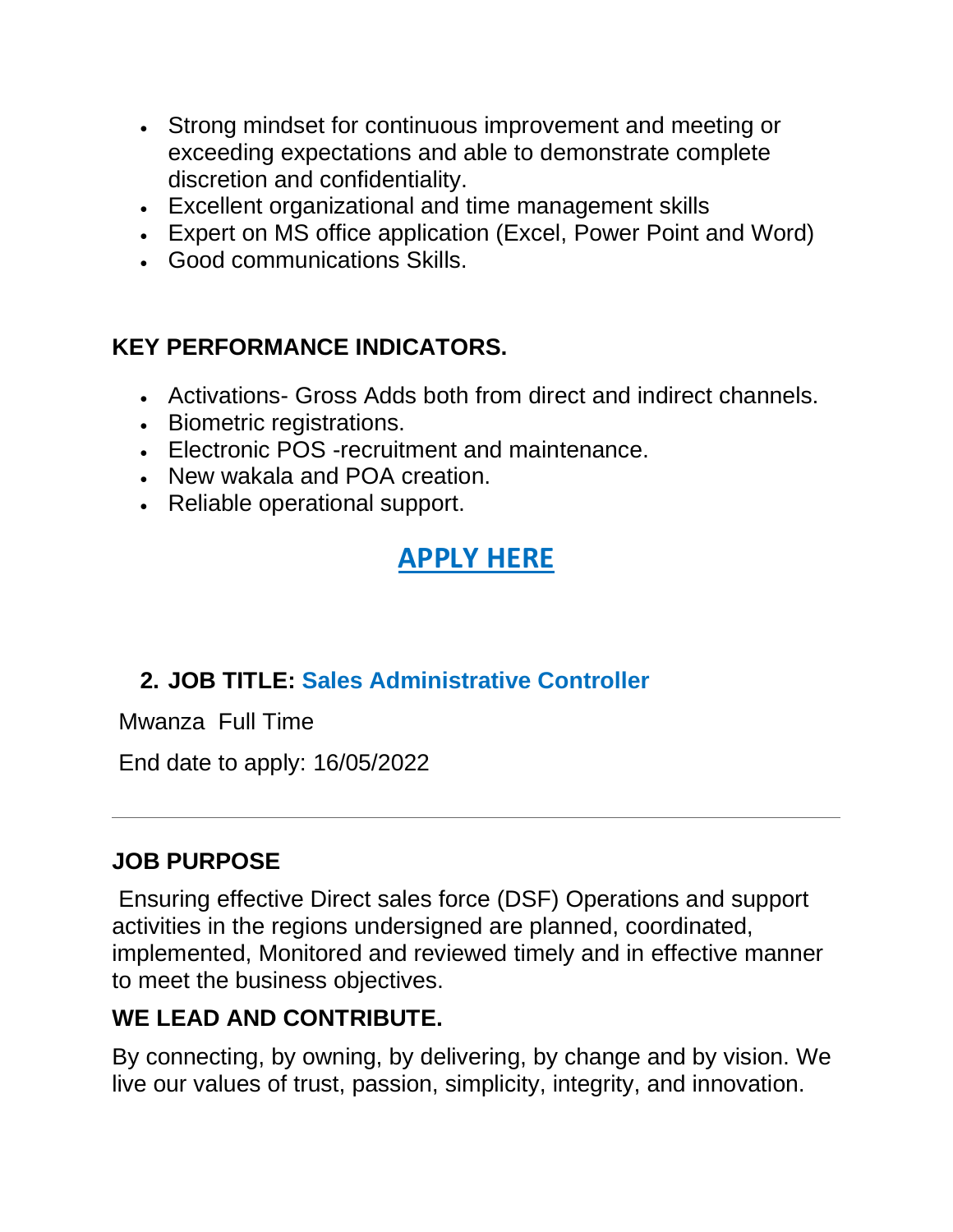- Strong mindset for continuous improvement and meeting or exceeding expectations and able to demonstrate complete discretion and confidentiality.
- Excellent organizational and time management skills
- Expert on MS office application (Excel, Power Point and Word)
- Good communications Skills.

### KEY PERFORMANCE INDICATORS.

- Activations- Gross Adds both from direct and indirect channels.
- Biometric registrations.
- Electronic POS -recruitment and maintenance.
- New wakala and POA creation.
- Reliable operational support.

**APPLY HERE**

## 2. JOB TITLE: Sales Administrative Controller

Mwanza Full Time

End date to apply: 16/05/2022

---

### JOB PURPOSE

Ensuring effective Direct sales force (DSF) Operations and support activities in the regions undersigned are planned, coordinated, implemented, Monitored and reviewed timely and in effective manner to meet the business objectives.

### WE LEAD AND CONTRIBUTE.

By connecting, by owning, by delivering, by change and by vision. We live our values of trust, passion, simplicity, integrity, and innovation.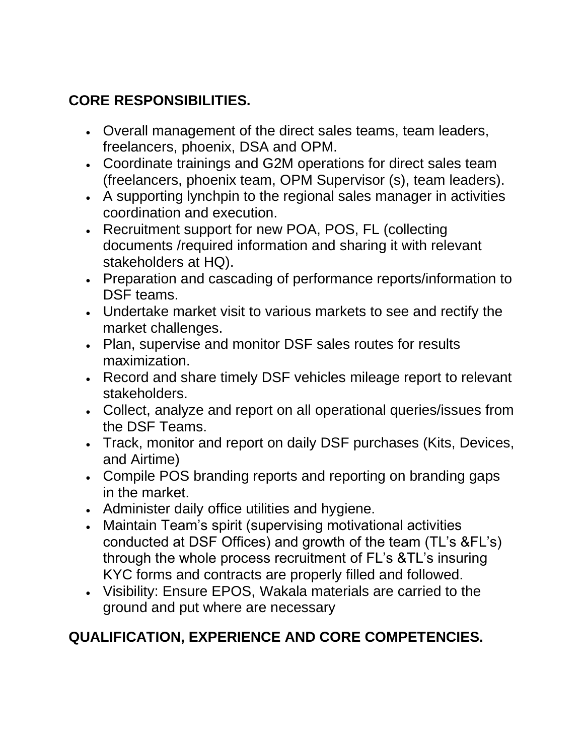## CORE RESPONSIBILITIES.

- Overall management of the direct sales teams, team leaders, freelancers, phoenix, DSA and OPM.
- Coordinate trainings and G2M operations for direct sales team (freelancers, phoenix team, OPM Supervisor (s), team leaders).
- A supporting lynchpin to the regional sales manager in activities coordination and execution.
- Recruitment support for new POA, POS, FL (collecting documents /required information and sharing it with relevant stakeholders at HQ).
- Preparation and cascading of performance reports/information to DSF teams.
- Undertake market visit to various markets to see and rectify the market challenges.
- Plan, supervise and monitor DSF sales routes for results maximization.
- Record and share timely DSF vehicles mileage report to relevant stakeholders.
- Collect, analyze and report on all operational queries/issues from the DSF Teams.
- Track, monitor and report on daily DSF purchases (Kits, Devices, and Airtime)
- Compile POS branding reports and reporting on branding gaps in the market.
- Administer daily office utilities and hygiene.
- Maintain Team's spirit (supervising motivational activities conducted at DSF Offices) and growth of the team (TL's &FL's) through the whole process recruitment of FL's &TL's insuring KYC forms and contracts are properly filled and followed.
- Visibility: Ensure EPOS, Wakala materials are carried to the ground and put where are necessary

## QUALIFICATION, EXPERIENCE AND CORE COMPETENCIES.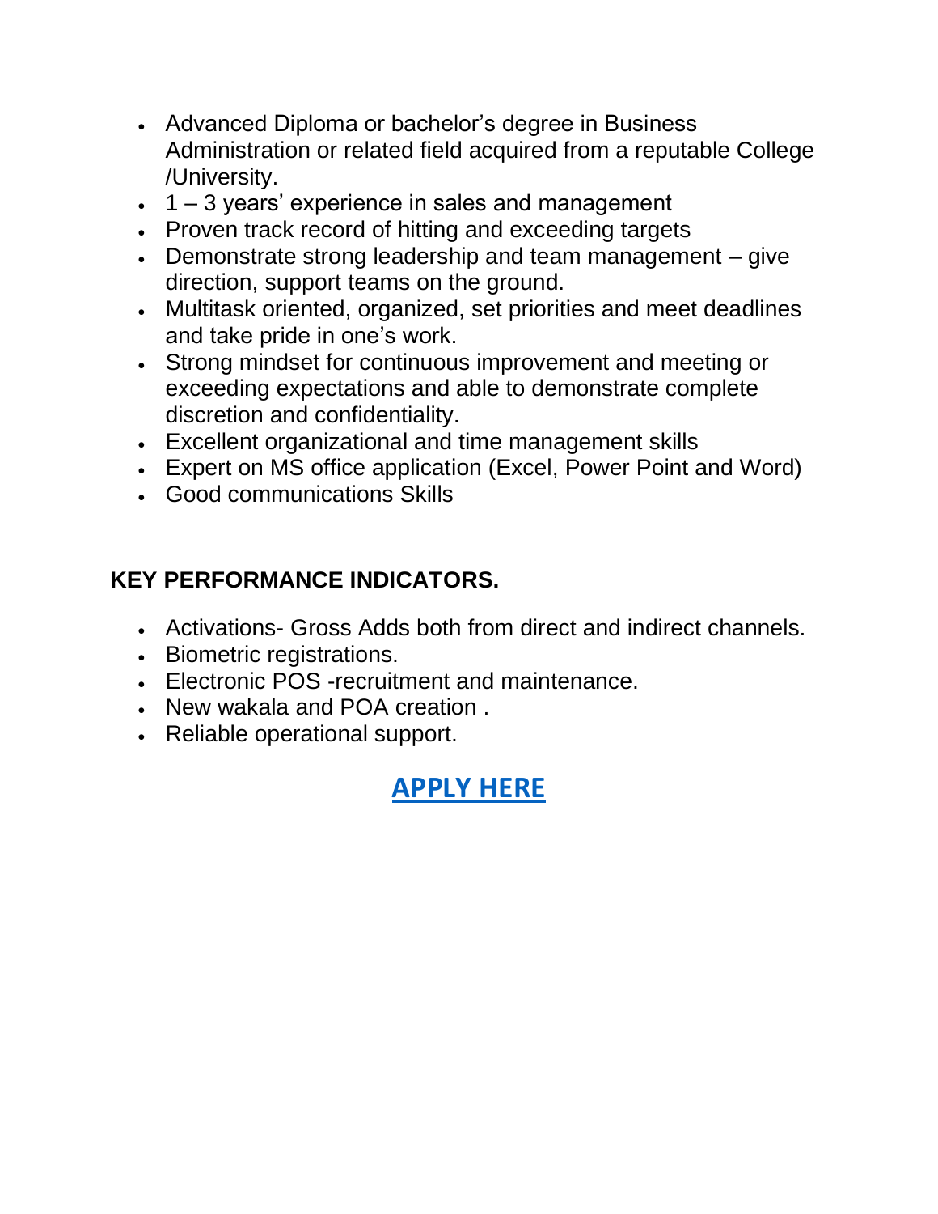- Advanced Diploma or bachelor's degree in Business Administration or related field acquired from a reputable College /University.
- 1 – 3 years' experience in sales and management
- Proven track record of hitting and exceeding targets
- Demonstrate strong leadership and team management – give direction, support teams on the ground.
- Multitask oriented, organized, set priorities and meet deadlines and take pride in one's work.
- Strong mindset for continuous improvement and meeting or exceeding expectations and able to demonstrate complete discretion and confidentiality.
- Excellent organizational and time management skills
- Expert on MS office application (Excel, Power Point and Word)
- Good communications Skills

## KEY PERFORMANCE INDICATORS.

- Activations- Gross Adds both from direct and indirect channels.
- Biometric registrations.
- Electronic POS -recruitment and maintenance.
- New wakala and POA creation .
- Reliable operational support.

**APPLY HERE**